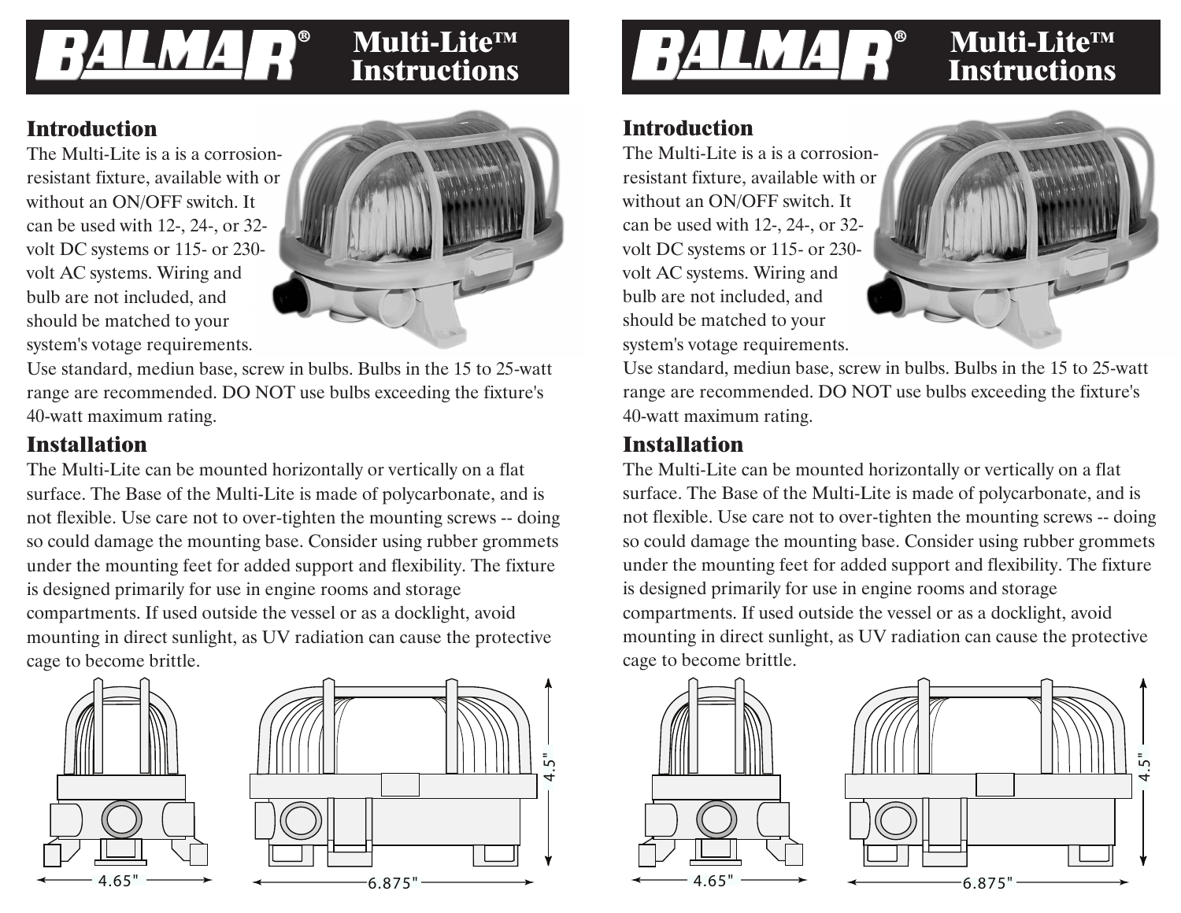# BALMAR® Multi-Lite™ Instructions

## Introduction

The Multi-Lite is a is a corrosion-resistant fixture, available with or without an ON/OFF switch. It can be used with 12-, 24-, or 32-volt DC systems or 115- or 230-volt AC systems. Wiring and bulb are not included, and should be matched to your system's votage requirements. Use standard, mediun base, screw in bulbs. Bulbs in the 15 to 25-watt range are recommended. DO NOT use bulbs exceeding the fixture's 40-watt maximum rating.

## Installation

The Multi-Lite can be mounted horizontally or vertically on a flat surface. The Base of the Multi-Lite is made of polycarbonate, and is not flexible. Use care not to over-tighten the mounting screws -- doing so could damage the mounting base. Consider using rubber grommets under the mounting feet for added support and flexibility. The fixture is designed primarily for use in engine rooms and storage compartments. If used outside the vessel or as a docklight, avoid mounting in direct sunlight, as UV radiation can cause the protective cage to become brittle.

4.65"

6.875"

4.5"

# BALMAR® Multi-Lite™ Instructions

## Introduction

The Multi-Lite is a is a corrosion-resistant fixture, available with or without an ON/OFF switch. It can be used with 12-, 24-, or 32-volt DC systems or 115- or 230-volt AC systems. Wiring and bulb are not included, and should be matched to your system's votage requirements. Use standard, mediun base, screw in bulbs. Bulbs in the 15 to 25-watt range are recommended. DO NOT use bulbs exceeding the fixture's 40-watt maximum rating.

## Installation

The Multi-Lite can be mounted horizontally or vertically on a flat surface. The Base of the Multi-Lite is made of polycarbonate, and is not flexible. Use care not to over-tighten the mounting screws -- doing so could damage the mounting base. Consider using rubber grommets under the mounting feet for added support and flexibility. The fixture is designed primarily for use in engine rooms and storage compartments. If used outside the vessel or as a docklight, avoid mounting in direct sunlight, as UV radiation can cause the protective cage to become brittle.

4.65"

6.875"

4.5"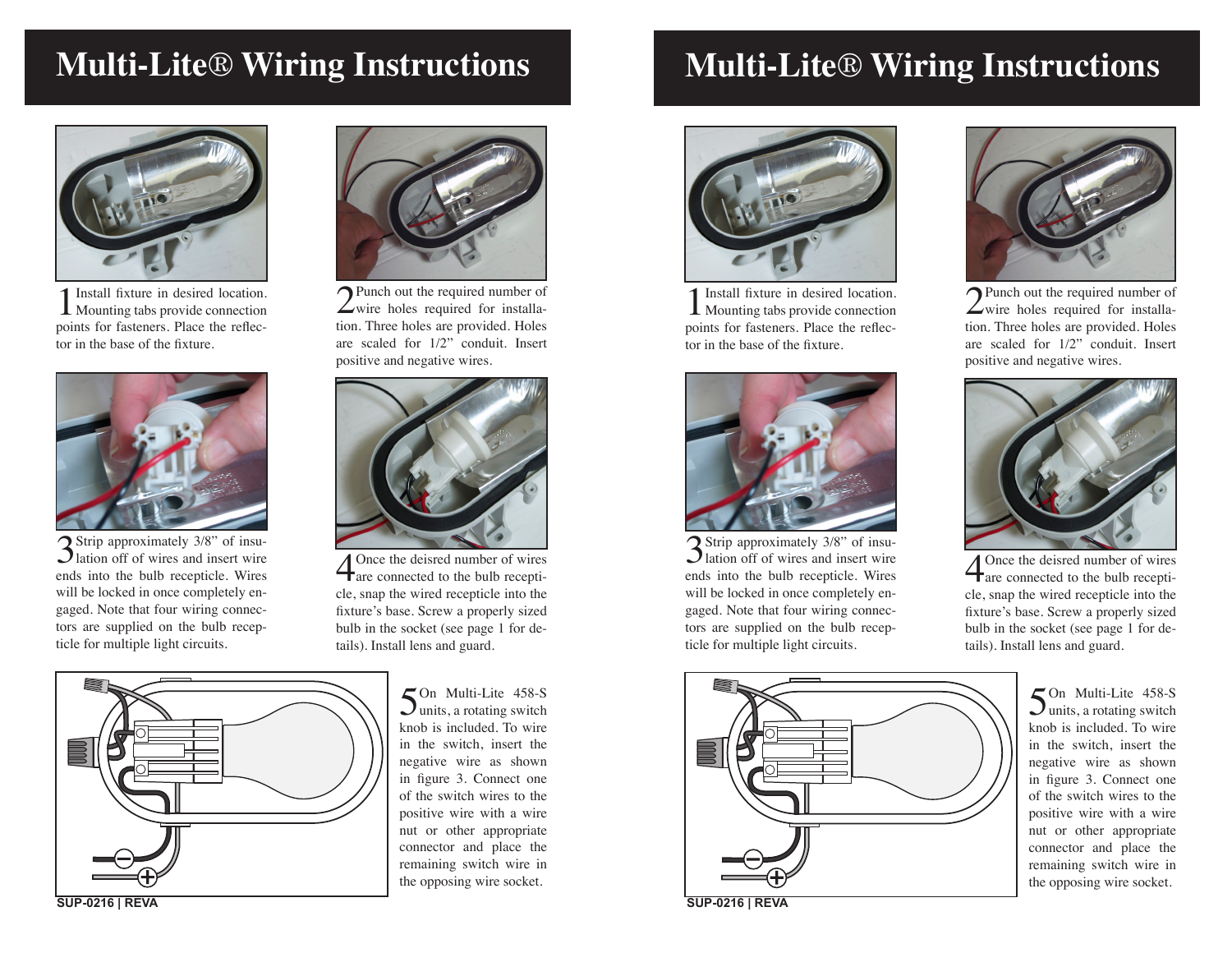# Multi-Lite® Wiring Instructions

1 Install fixture in desired location. Mounting tabs provide connection points for fasteners. Place the reflector in the base of the fixture.

2 Punch out the required number of wire holes required for installation. Three holes are provided. Holes are scaled for 1/2" conduit. Insert positive and negative wires.

3 Strip approximately 3/8" of insulation off of wires and insert wire ends into the bulb recepticle. Wires will be locked in once completely engaged. Note that four wiring connectors are supplied on the bulb recepticle for multiple light circuits.

4 Once the deisred number of wires are connected to the bulb recepticle, snap the wired recepticle into the fixture's base. Screw a properly sized bulb in the socket (see page 1 for details). Install lens and guard.

5 On Multi-Lite 458-S units, a rotating switch knob is included. To wire in the switch, insert the negative wire as shown in figure 3. Connect one of the switch wires to the positive wire with a wire nut or other appropriate connector and place the remaining switch wire in the opposing wire socket.

SUP-0216 | REVA

# Multi-Lite® Wiring Instructions

1 Install fixture in desired location. Mounting tabs provide connection points for fasteners. Place the reflector in the base of the fixture.

2 Punch out the required number of wire holes required for installation. Three holes are provided. Holes are scaled for 1/2" conduit. Insert positive and negative wires.

3 Strip approximately 3/8" of insulation off of wires and insert wire ends into the bulb recepticle. Wires will be locked in once completely engaged. Note that four wiring connectors are supplied on the bulb recepticle for multiple light circuits.

4 Once the deisred number of wires are connected to the bulb recepticle, snap the wired recepticle into the fixture's base. Screw a properly sized bulb in the socket (see page 1 for details). Install lens and guard.

5 On Multi-Lite 458-S units, a rotating switch knob is included. To wire in the switch, insert the negative wire as shown in figure 3. Connect one of the switch wires to the positive wire with a wire nut or other appropriate connector and place the remaining switch wire in the opposing wire socket.

SUP-0216 | REVA